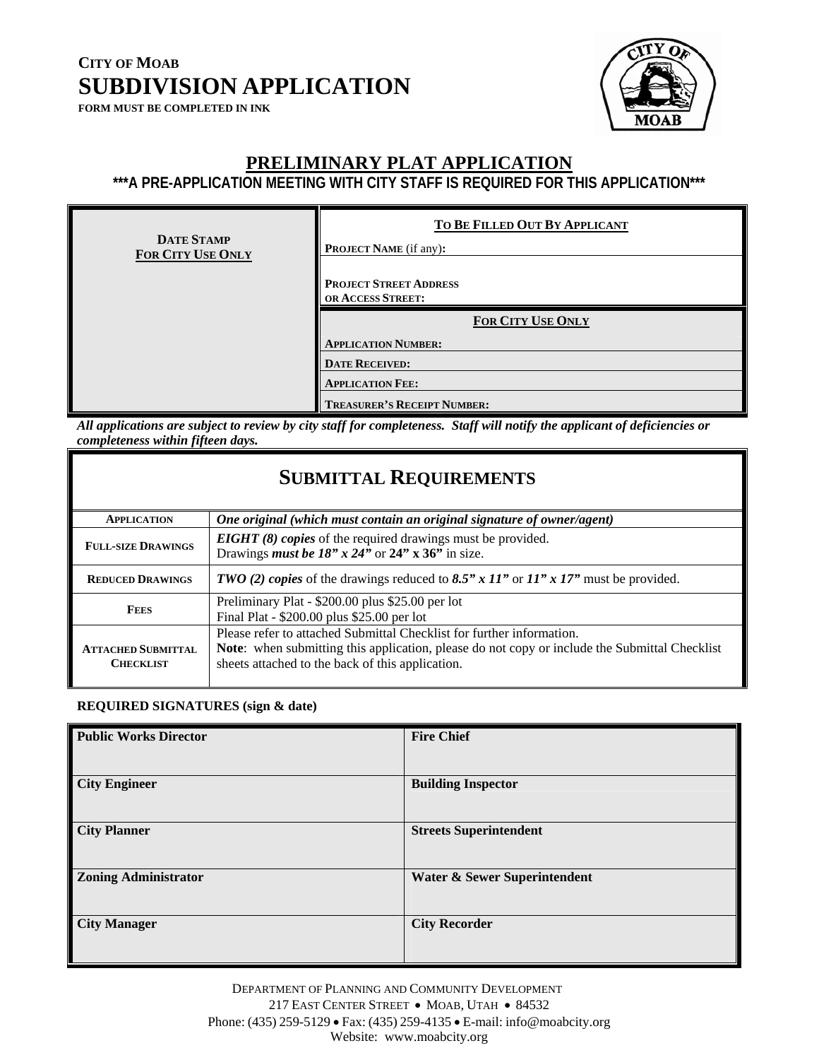**CITY OF MOAB**

# SUBDIVISION APPLICATION

**FORM MUST BE COMPLETED IN INK**

## PRELIMINARY PLAT APPLICATION

**\*\*\*A PRE-APPLICATION MEETING WITH CITY STAFF IS REQUIRED FOR THIS APPLICATION\*\*\***

| DATE STAMP FOR CITY USE ONLY | TO BE FILLED OUT BY APPLICANT |
|---|---|
| | PROJECT NAME (if any): |
| | PROJECT STREET ADDRESS OR ACCESS STREET: |
| | **FOR CITY USE ONLY** |
| | APPLICATION NUMBER: |
| | DATE RECEIVED: |
| | APPLICATION FEE: |
| | TREASURER'S RECEIPT NUMBER: |

***All applications are subject to review by city staff for completeness. Staff will notify the applicant of deficiencies or completeness within fifteen days.***

## SUBMITTAL REQUIREMENTS

| | |
|---|---|
| **APPLICATION** | ***One original (which must contain an original signature of owner/agent)*** |
| **FULL-SIZE DRAWINGS** | ***EIGHT (8) copies*** of the required drawings must be provided. Drawings ***must be 18" x 24"*** or **24" x 36"** in size. |
| **REDUCED DRAWINGS** | ***TWO (2) copies*** of the drawings reduced to ***8.5" x 11"*** or ***11" x 17"*** must be provided. |
| **FEES** | Preliminary Plat - $200.00 plus $25.00 per lot<br>Final Plat - $200.00 plus $25.00 per lot |
| **ATTACHED SUBMITTAL CHECKLIST** | Please refer to attached Submittal Checklist for further information.<br>**Note**: when submitting this application, please do not copy or include the Submittal Checklist sheets attached to the back of this application. |

**REQUIRED SIGNATURES (sign & date)**

| | |
|---|---|
| **Public Works Director** | **Fire Chief** |
| **City Engineer** | **Building Inspector** |
| **City Planner** | **Streets Superintendent** |
| **Zoning Administrator** | **Water & Sewer Superintendent** |
| **City Manager** | **City Recorder** |

DEPARTMENT OF PLANNING AND COMMUNITY DEVELOPMENT
217 EAST CENTER STREET • MOAB, UTAH • 84532
Phone: (435) 259-5129 • Fax: (435) 259-4135 • E-mail: info@moabcity.org
Website: www.moabcity.org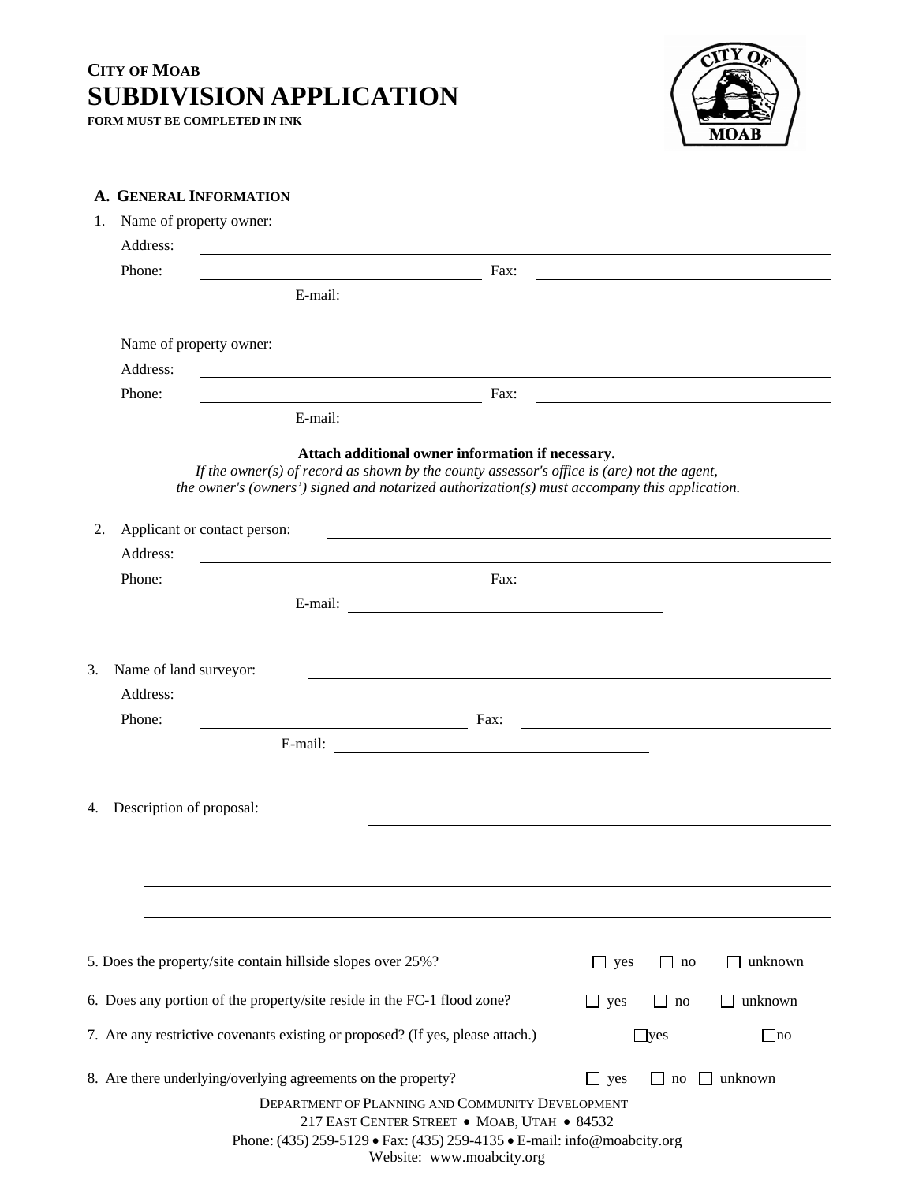**CITY OF MOAB**

# SUBDIVISION APPLICATION

**FORM MUST BE COMPLETED IN INK**

## A. GENERAL INFORMATION

1. Name of property owner: ______________________________

   Address: ______________________________

   Phone: ______________ Fax: ______________

   E-mail: ______________

   Name of property owner: ______________________________

   Address: ______________________________

   Phone: ______________ Fax: ______________

   E-mail: ______________

**Attach additional owner information if necessary.**

*If the owner(s) of record as shown by the county assessor's office is (are) not the agent, the owner's (owners') signed and notarized authorization(s) must accompany this application.*

2. Applicant or contact person: ______________________________

   Address: ______________________________

   Phone: ______________ Fax: ______________

   E-mail: ______________

3. Name of land surveyor: ______________________________

   Address: ______________________________

   Phone: ______________ Fax: ______________

   E-mail: ______________

4. Description of proposal: ______________________________

   ______________________________

   ______________________________

   ______________________________

5. Does the property/site contain hillside slopes over 25%? ☐ yes ☐ no ☐ unknown

6. Does any portion of the property/site reside in the FC-1 flood zone? ☐ yes ☐ no ☐ unknown

7. Are any restrictive covenants existing or proposed? (If yes, please attach.) ☐ yes ☐ no

8. Are there underlying/overlying agreements on the property? ☐ yes ☐ no ☐ unknown

DEPARTMENT OF PLANNING AND COMMUNITY DEVELOPMENT
217 EAST CENTER STREET • MOAB, UTAH • 84532
Phone: (435) 259-5129 • Fax: (435) 259-4135 • E-mail: info@moabcity.org
Website: www.moabcity.org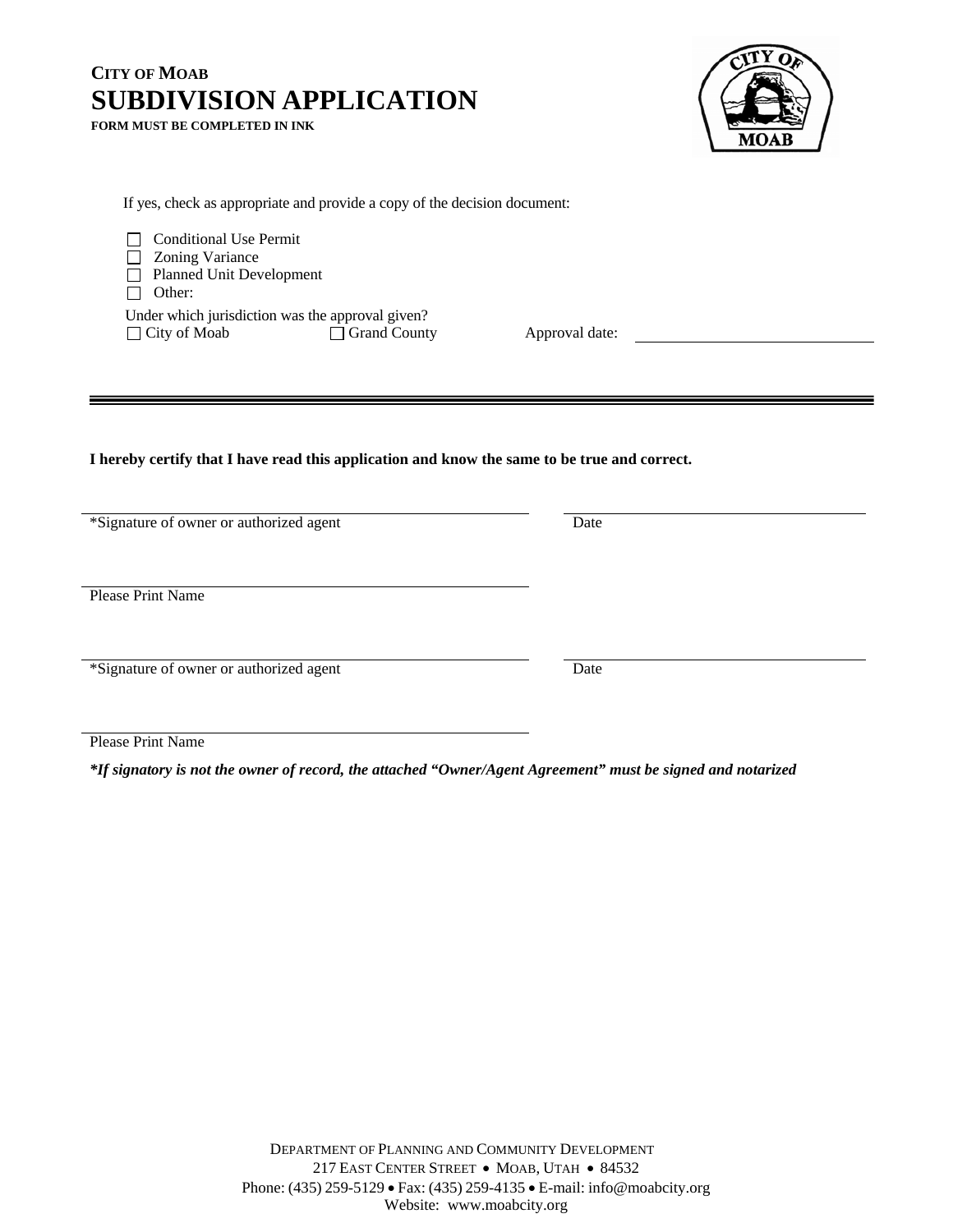**CITY OF MOAB**

# SUBDIVISION APPLICATION

**FORM MUST BE COMPLETED IN INK**

If yes, check as appropriate and provide a copy of the decision document:

- ☐ Conditional Use Permit
- ☐ Zoning Variance
- ☐ Planned Unit Development
- ☐ Other:

Under which jurisdiction was the approval given?

☐ City of Moab ☐ Grand County Approval date: ____________________

---

**I hereby certify that I have read this application and know the same to be true and correct.**

______________________________ ______________________________
*Signature of owner or authorized agent Date

______________________________
Please Print Name

______________________________ ______________________________
*Signature of owner or authorized agent Date

______________________________
Please Print Name

***If signatory is not the owner of record, the attached "Owner/Agent Agreement" must be signed and notarized**

DEPARTMENT OF PLANNING AND COMMUNITY DEVELOPMENT
217 EAST CENTER STREET • MOAB, UTAH • 84532
Phone: (435) 259-5129 • Fax: (435) 259-4135 • E-mail: info@moabcity.org
Website: www.moabcity.org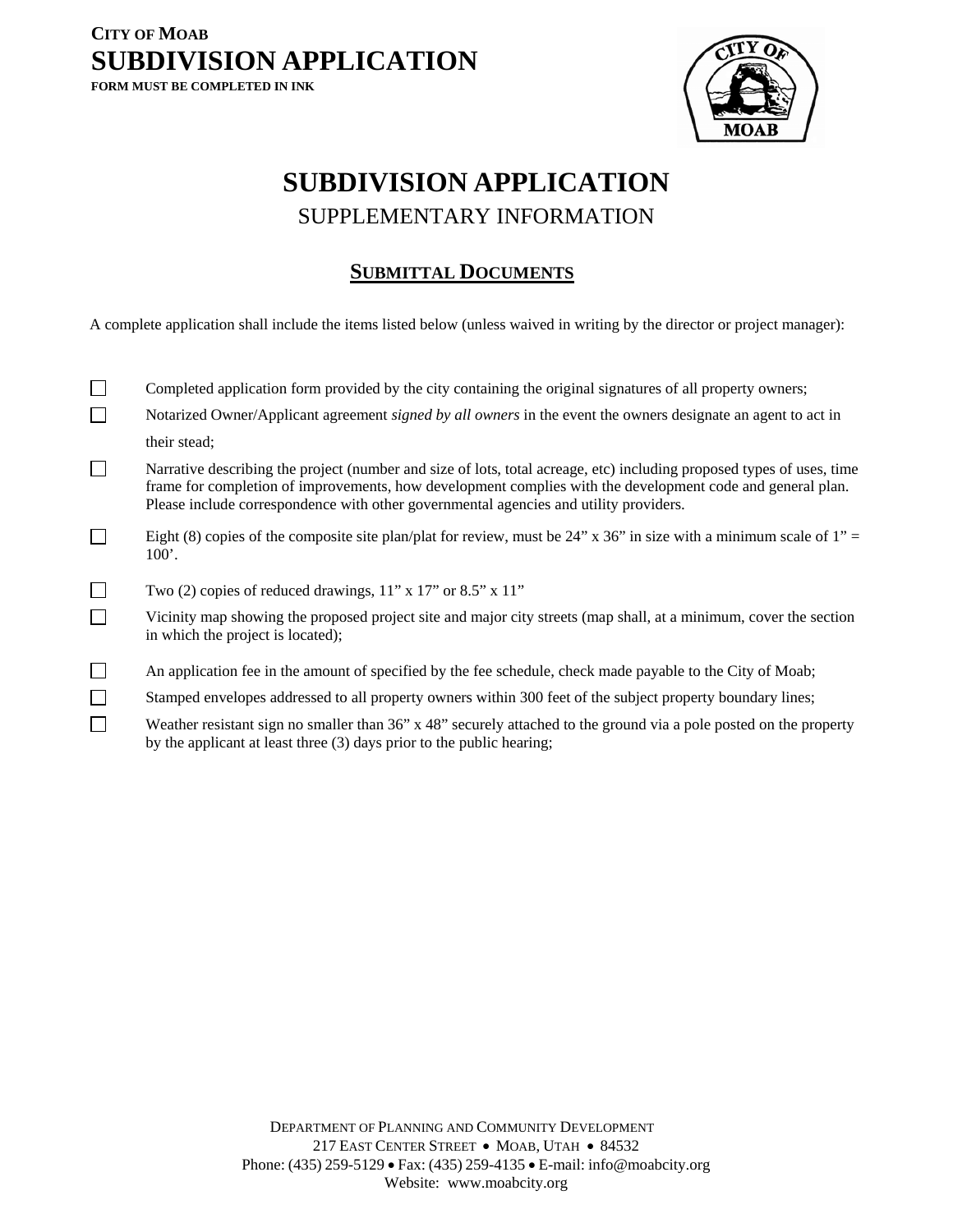**CITY OF MOAB**

# SUBDIVISION APPLICATION

**FORM MUST BE COMPLETED IN INK**

## SUBDIVISION APPLICATION

SUPPLEMENTARY INFORMATION

### SUBMITTAL DOCUMENTS

A complete application shall include the items listed below (unless waived in writing by the director or project manager):

- ☐ Completed application form provided by the city containing the original signatures of all property owners;
- ☐ Notarized Owner/Applicant agreement *signed by all owners* in the event the owners designate an agent to act in their stead;
- ☐ Narrative describing the project (number and size of lots, total acreage, etc) including proposed types of uses, time frame for completion of improvements, how development complies with the development code and general plan. Please include correspondence with other governmental agencies and utility providers.
- ☐ Eight (8) copies of the composite site plan/plat for review, must be 24" x 36" in size with a minimum scale of 1" = 100'.
- ☐ Two (2) copies of reduced drawings, 11" x 17" or 8.5" x 11"
- ☐ Vicinity map showing the proposed project site and major city streets (map shall, at a minimum, cover the section in which the project is located);
- ☐ An application fee in the amount of specified by the fee schedule, check made payable to the City of Moab;
- ☐ Stamped envelopes addressed to all property owners within 300 feet of the subject property boundary lines;
- ☐ Weather resistant sign no smaller than 36" x 48" securely attached to the ground via a pole posted on the property by the applicant at least three (3) days prior to the public hearing;

DEPARTMENT OF PLANNING AND COMMUNITY DEVELOPMENT
217 EAST CENTER STREET • MOAB, UTAH • 84532
Phone: (435) 259-5129 • Fax: (435) 259-4135 • E-mail: info@moabcity.org
Website: www.moabcity.org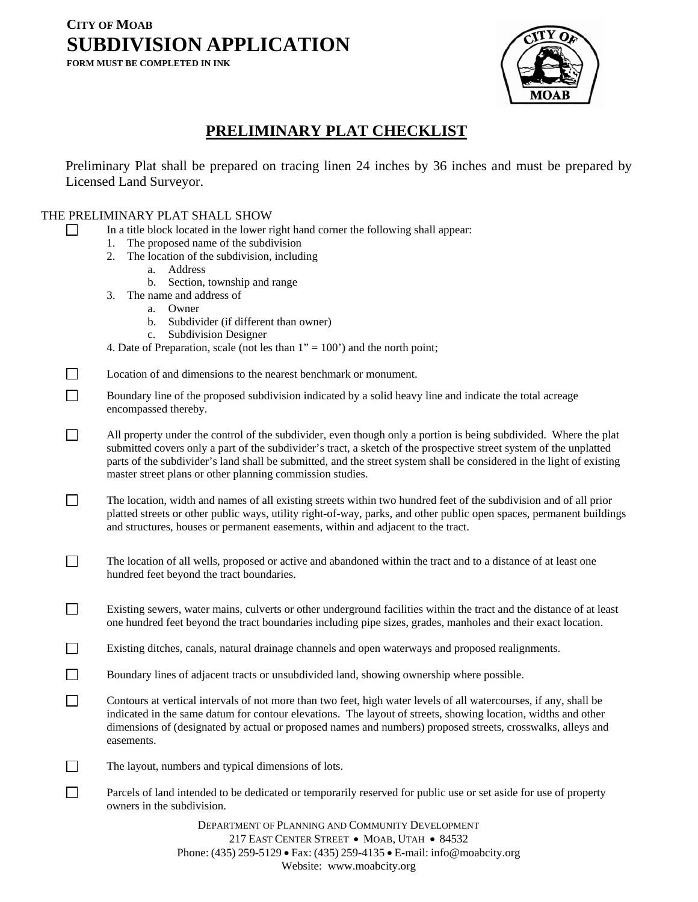**CITY OF MOAB**

# SUBDIVISION APPLICATION

**FORM MUST BE COMPLETED IN INK**

## PRELIMINARY PLAT CHECKLIST

Preliminary Plat shall be prepared on tracing linen 24 inches by 36 inches and must be prepared by Licensed Land Surveyor.

THE PRELIMINARY PLAT SHALL SHOW

- ☐ In a title block located in the lower right hand corner the following shall appear:
  1. The proposed name of the subdivision
  2. The location of the subdivision, including
     a. Address
     b. Section, township and range
  3. The name and address of
     a. Owner
     b. Subdivider (if different than owner)
     c. Subdivision Designer

  4. Date of Preparation, scale (not les than 1" = 100') and the north point;

- ☐ Location of and dimensions to the nearest benchmark or monument.

- ☐ Boundary line of the proposed subdivision indicated by a solid heavy line and indicate the total acreage encompassed thereby.

- ☐ All property under the control of the subdivider, even though only a portion is being subdivided. Where the plat submitted covers only a part of the subdivider's tract, a sketch of the prospective street system of the unplatted parts of the subdivider's land shall be submitted, and the street system shall be considered in the light of existing master street plans or other planning commission studies.

- ☐ The location, width and names of all existing streets within two hundred feet of the subdivision and of all prior platted streets or other public ways, utility right-of-way, parks, and other public open spaces, permanent buildings and structures, houses or permanent easements, within and adjacent to the tract.

- ☐ The location of all wells, proposed or active and abandoned within the tract and to a distance of at least one hundred feet beyond the tract boundaries.

- ☐ Existing sewers, water mains, culverts or other underground facilities within the tract and the distance of at least one hundred feet beyond the tract boundaries including pipe sizes, grades, manholes and their exact location.

- ☐ Existing ditches, canals, natural drainage channels and open waterways and proposed realignments.

- ☐ Boundary lines of adjacent tracts or unsubdivided land, showing ownership where possible.

- ☐ Contours at vertical intervals of not more than two feet, high water levels of all watercourses, if any, shall be indicated in the same datum for contour elevations. The layout of streets, showing location, widths and other dimensions of (designated by actual or proposed names and numbers) proposed streets, crosswalks, alleys and easements.

- ☐ The layout, numbers and typical dimensions of lots.

- ☐ Parcels of land intended to be dedicated or temporarily reserved for public use or set aside for use of property owners in the subdivision.

DEPARTMENT OF PLANNING AND COMMUNITY DEVELOPMENT
217 EAST CENTER STREET • MOAB, UTAH • 84532
Phone: (435) 259-5129 • Fax: (435) 259-4135 • E-mail: info@moabcity.org
Website: www.moabcity.org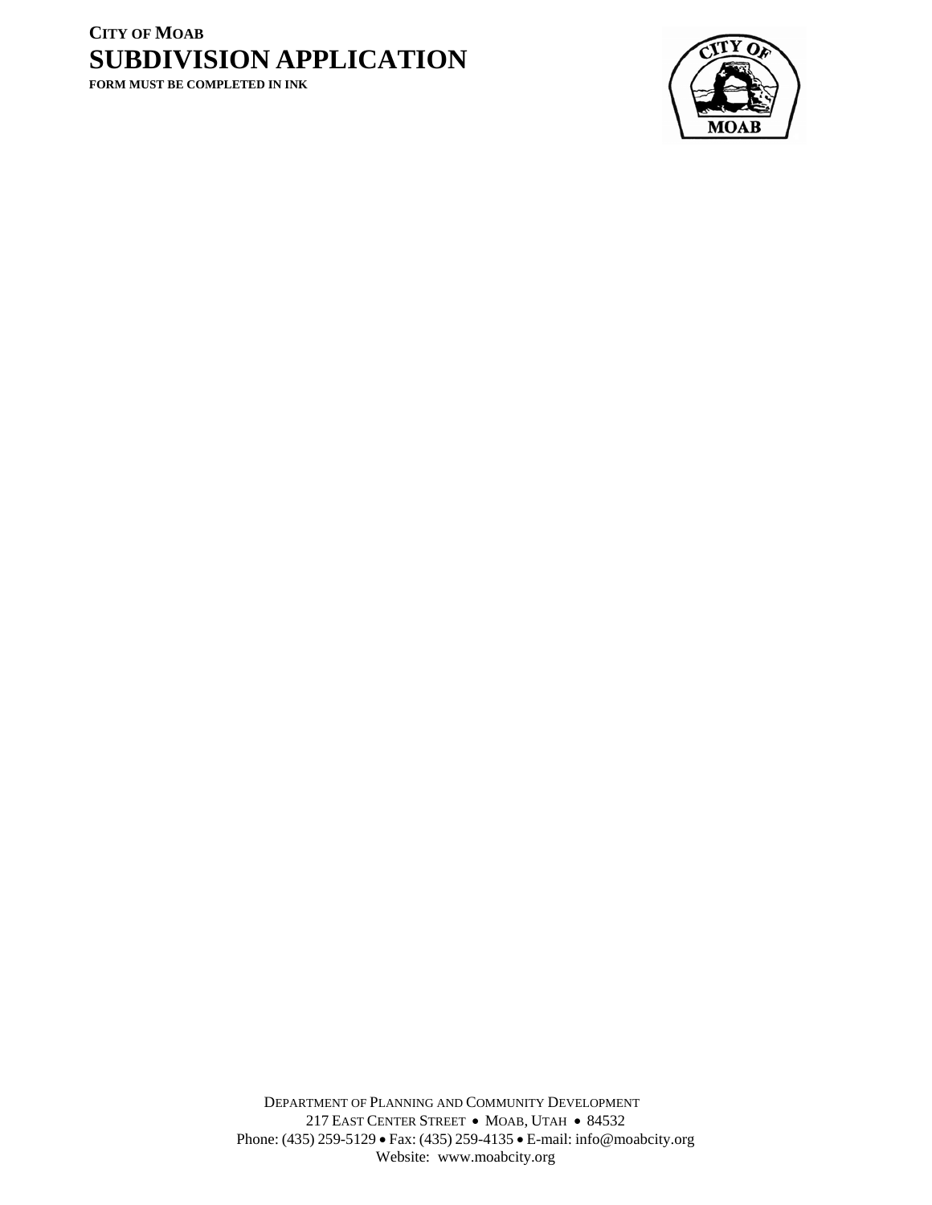**CITY OF MOAB**

# SUBDIVISION APPLICATION

**FORM MUST BE COMPLETED IN INK**

DEPARTMENT OF PLANNING AND COMMUNITY DEVELOPMENT
217 EAST CENTER STREET • MOAB, UTAH • 84532
Phone: (435) 259-5129 • Fax: (435) 259-4135 • E-mail: info@moabcity.org
Website: www.moabcity.org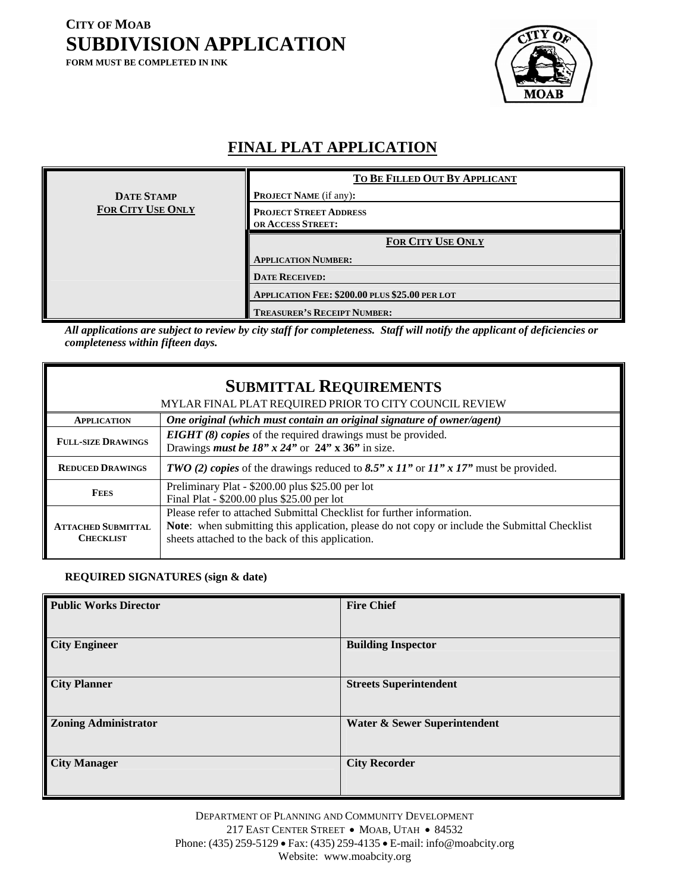**CITY OF MOAB**

# SUBDIVISION APPLICATION

**FORM MUST BE COMPLETED IN INK**

## FINAL PLAT APPLICATION

| DATE STAMP FOR CITY USE ONLY | TO BE FILLED OUT BY APPLICANT |
|---|---|
| | PROJECT NAME (if any): |
| | PROJECT STREET ADDRESS OR ACCESS STREET: |
| | FOR CITY USE ONLY |
| | APPLICATION NUMBER: |
| | DATE RECEIVED: |
| | APPLICATION FEE: $200.00 PLUS $25.00 PER LOT |
| | TREASURER'S RECEIPT NUMBER: |

***All applications are subject to review by city staff for completeness. Staff will notify the applicant of deficiencies or completeness within fifteen days.***

## SUBMITTAL REQUIREMENTS

MYLAR FINAL PLAT REQUIRED PRIOR TO CITY COUNCIL REVIEW

| | |
|---|---|
| APPLICATION | ***One original (which must contain an original signature of owner/agent)*** |
| FULL-SIZE DRAWINGS | ***EIGHT (8) copies*** of the required drawings must be provided. Drawings ***must be 18" x 24"*** or **24" x 36"** in size. |
| REDUCED DRAWINGS | ***TWO (2) copies*** of the drawings reduced to ***8.5" x 11"*** or ***11" x 17"*** must be provided. |
| FEES | Preliminary Plat - $200.00 plus $25.00 per lot<br>Final Plat - $200.00 plus $25.00 per lot |
| ATTACHED SUBMITTAL CHECKLIST | Please refer to attached Submittal Checklist for further information.<br>**Note**: when submitting this application, please do not copy or include the Submittal Checklist sheets attached to the back of this application. |

**REQUIRED SIGNATURES (sign & date)**

| | |
|---|---|
| **Public Works Director** | **Fire Chief** |
| **City Engineer** | **Building Inspector** |
| **City Planner** | **Streets Superintendent** |
| **Zoning Administrator** | **Water & Sewer Superintendent** |
| **City Manager** | **City Recorder** |

DEPARTMENT OF PLANNING AND COMMUNITY DEVELOPMENT
217 EAST CENTER STREET • MOAB, UTAH • 84532
Phone: (435) 259-5129 • Fax: (435) 259-4135 • E-mail: info@moabcity.org
Website: www.moabcity.org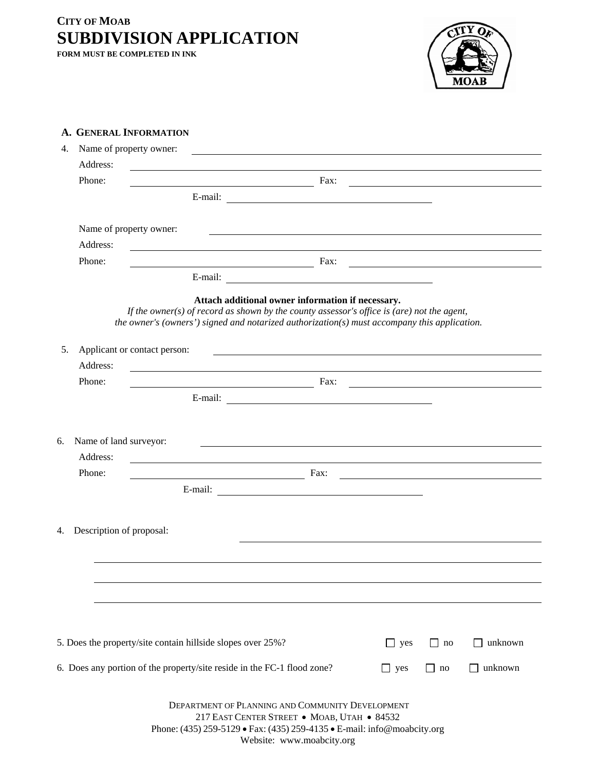**CITY OF MOAB**

# SUBDIVISION APPLICATION

**FORM MUST BE COMPLETED IN INK**

## A. GENERAL INFORMATION

4. Name of property owner: ______________________________

   Address: ______________________________

   Phone: ______________________ Fax: ______________________

   E-mail: ______________________

   Name of property owner: ______________________________

   Address: ______________________________

   Phone: ______________________ Fax: ______________________

   E-mail: ______________________

**Attach additional owner information if necessary.**

*If the owner(s) of record as shown by the county assessor's office is (are) not the agent, the owner's (owners') signed and notarized authorization(s) must accompany this application.*

5. Applicant or contact person: ______________________________

   Address: ______________________________

   Phone: ______________________ Fax: ______________________

   E-mail: ______________________

6. Name of land surveyor: ______________________________

   Address: ______________________________

   Phone: ______________________ Fax: ______________________

   E-mail: ______________________

4. Description of proposal: ______________________________

   ______________________________

   ______________________________

   ______________________________

5. Does the property/site contain hillside slopes over 25%? ☐ yes ☐ no ☐ unknown

6. Does any portion of the property/site reside in the FC-1 flood zone? ☐ yes ☐ no ☐ unknown

DEPARTMENT OF PLANNING AND COMMUNITY DEVELOPMENT
217 EAST CENTER STREET • MOAB, UTAH • 84532
Phone: (435) 259-5129 • Fax: (435) 259-4135 • E-mail: info@moabcity.org
Website: www.moabcity.org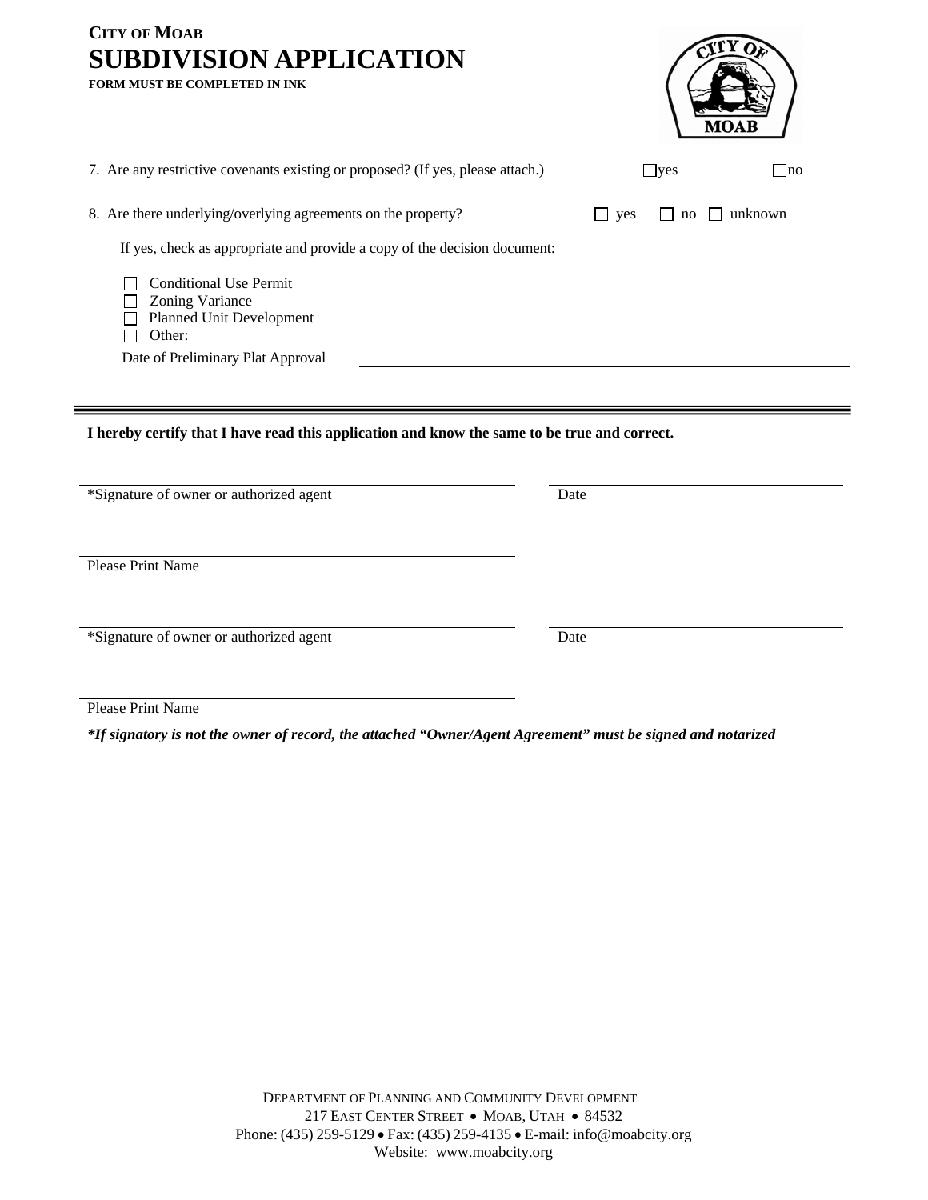**CITY OF MOAB**

# SUBDIVISION APPLICATION

**FORM MUST BE COMPLETED IN INK**

7. Are any restrictive covenants existing or proposed? (If yes, please attach.) ☐ yes ☐ no

8. Are there underlying/overlying agreements on the property? ☐ yes ☐ no ☐ unknown

   If yes, check as appropriate and provide a copy of the decision document:

   ☐ Conditional Use Permit
   ☐ Zoning Variance
   ☐ Planned Unit Development
   ☐ Other:

   Date of Preliminary Plat Approval \_\_\_\_\_\_\_\_\_\_\_\_\_\_\_\_\_\_\_\_\_\_\_\_\_\_\_\_

---

**I hereby certify that I have read this application and know the same to be true and correct.**

\_\_\_\_\_\_\_\_\_\_\_\_\_\_\_\_\_\_\_\_\_\_\_\_\_\_\_\_\_\_\_\_\_\_ \_\_\_\_\_\_\_\_\_\_\_\_\_\_\_\_\_\_\_\_
*Signature of owner or authorized agent Date

\_\_\_\_\_\_\_\_\_\_\_\_\_\_\_\_\_\_\_\_\_\_\_\_\_\_\_\_\_\_\_\_\_\_
Please Print Name

\_\_\_\_\_\_\_\_\_\_\_\_\_\_\_\_\_\_\_\_\_\_\_\_\_\_\_\_\_\_\_\_\_\_ \_\_\_\_\_\_\_\_\_\_\_\_\_\_\_\_\_\_\_\_
*Signature of owner or authorized agent Date

\_\_\_\_\_\_\_\_\_\_\_\_\_\_\_\_\_\_\_\_\_\_\_\_\_\_\_\_\_\_\_\_\_\_
Please Print Name

***If signatory is not the owner of record, the attached "Owner/Agent Agreement" must be signed and notarized***

DEPARTMENT OF PLANNING AND COMMUNITY DEVELOPMENT
217 EAST CENTER STREET • MOAB, UTAH • 84532
Phone: (435) 259-5129 • Fax: (435) 259-4135 • E-mail: info@moabcity.org
Website: www.moabcity.org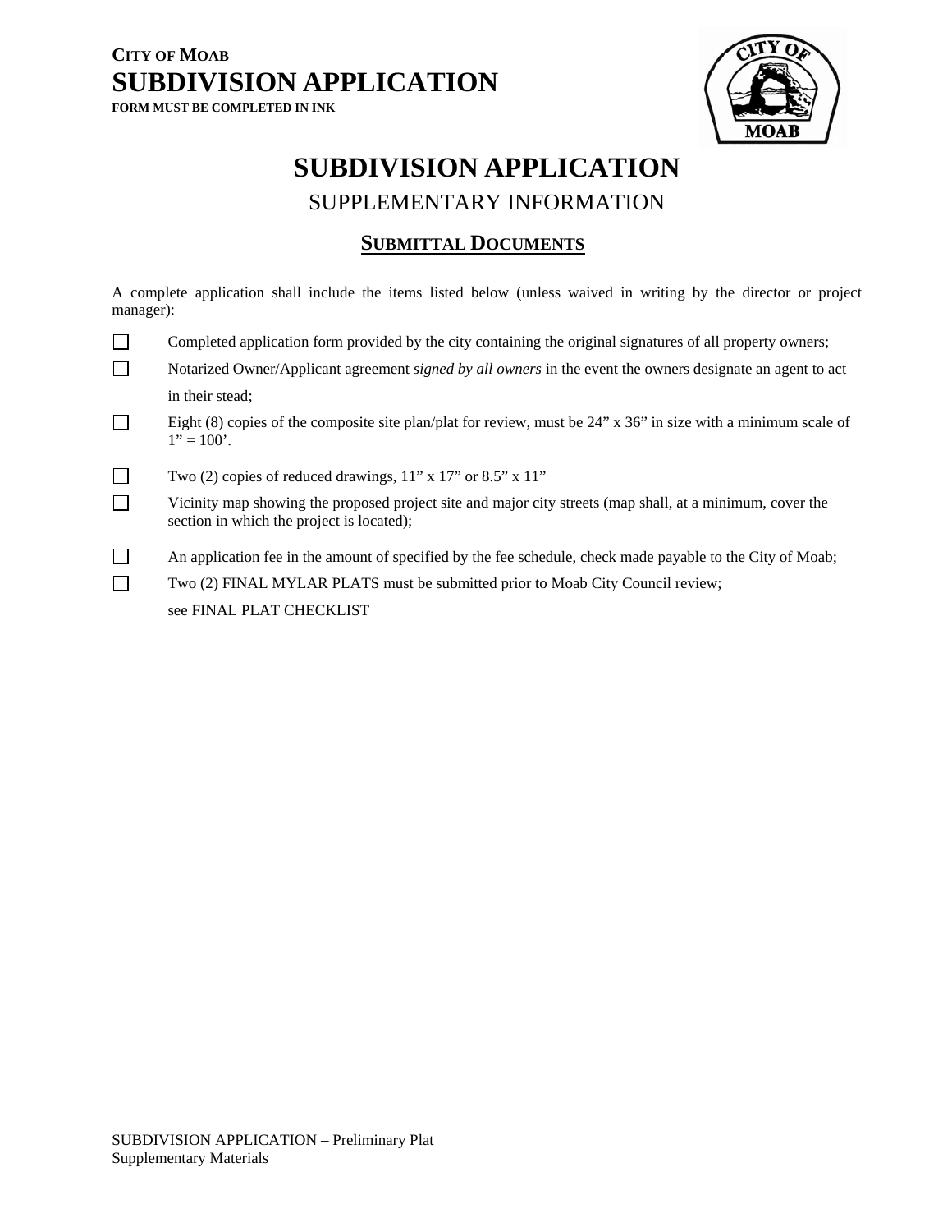**CITY OF MOAB**
# SUBDIVISION APPLICATION
**FORM MUST BE COMPLETED IN INK**

# SUBDIVISION APPLICATION

## SUPPLEMENTARY INFORMATION

### SUBMITTAL DOCUMENTS

A complete application shall include the items listed below (unless waived in writing by the director or project manager):

- ☐ Completed application form provided by the city containing the original signatures of all property owners;
- ☐ Notarized Owner/Applicant agreement *signed by all owners* in the event the owners designate an agent to act in their stead;
- ☐ Eight (8) copies of the composite site plan/plat for review, must be 24" x 36" in size with a minimum scale of 1" = 100'.
- ☐ Two (2) copies of reduced drawings, 11" x 17" or 8.5" x 11"
- ☐ Vicinity map showing the proposed project site and major city streets (map shall, at a minimum, cover the section in which the project is located);
- ☐ An application fee in the amount of specified by the fee schedule, check made payable to the City of Moab;
- ☐ Two (2) FINAL MYLAR PLATS must be submitted prior to Moab City Council review; see FINAL PLAT CHECKLIST

SUBDIVISION APPLICATION – Preliminary Plat
Supplementary Materials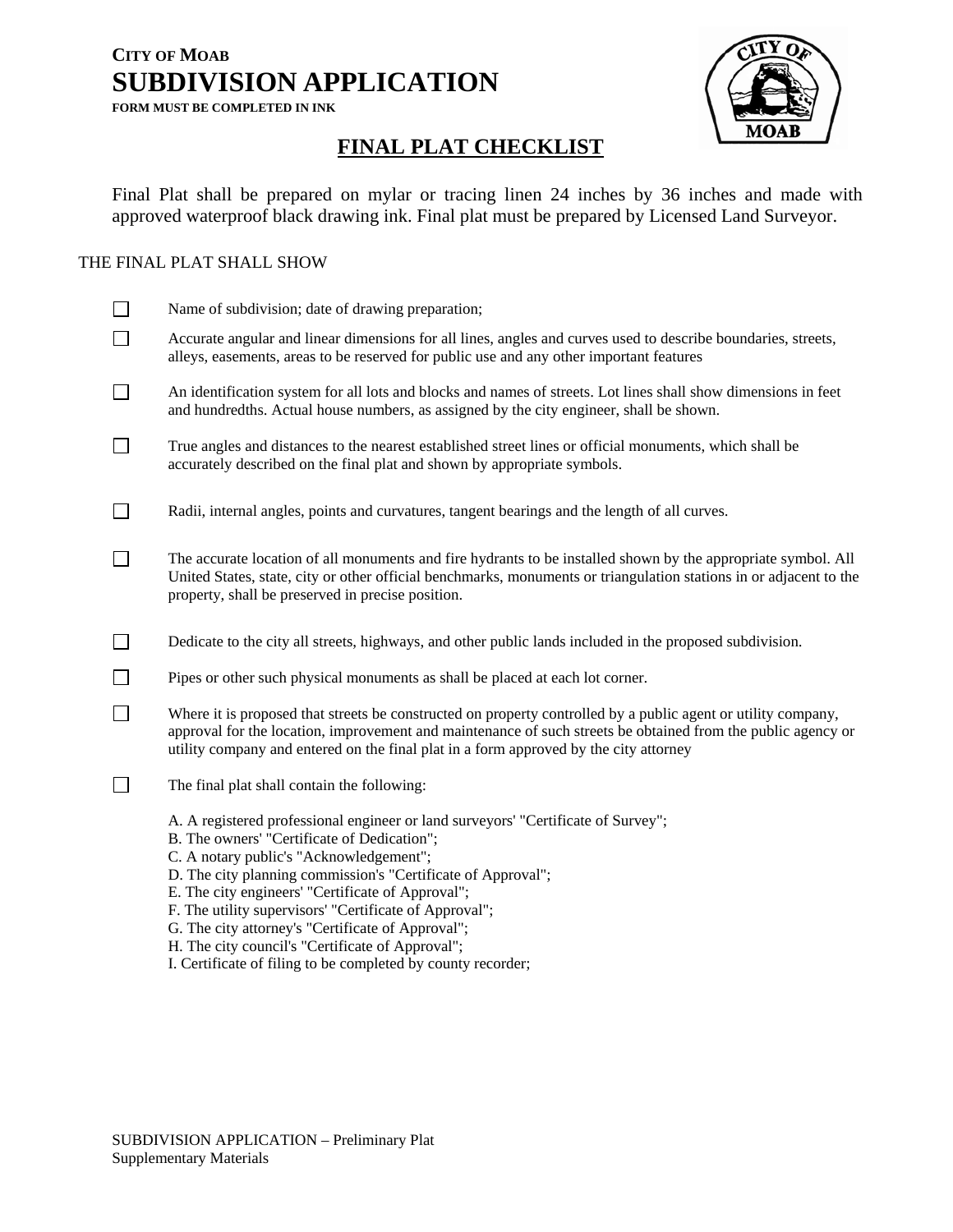**CITY OF MOAB**

# SUBDIVISION APPLICATION

**FORM MUST BE COMPLETED IN INK**

## FINAL PLAT CHECKLIST

Final Plat shall be prepared on mylar or tracing linen 24 inches by 36 inches and made with approved waterproof black drawing ink. Final plat must be prepared by Licensed Land Surveyor.

THE FINAL PLAT SHALL SHOW

- ☐ Name of subdivision; date of drawing preparation;
- ☐ Accurate angular and linear dimensions for all lines, angles and curves used to describe boundaries, streets, alleys, easements, areas to be reserved for public use and any other important features
- ☐ An identification system for all lots and blocks and names of streets. Lot lines shall show dimensions in feet and hundredths. Actual house numbers, as assigned by the city engineer, shall be shown.
- ☐ True angles and distances to the nearest established street lines or official monuments, which shall be accurately described on the final plat and shown by appropriate symbols.
- ☐ Radii, internal angles, points and curvatures, tangent bearings and the length of all curves.
- ☐ The accurate location of all monuments and fire hydrants to be installed shown by the appropriate symbol. All United States, state, city or other official benchmarks, monuments or triangulation stations in or adjacent to the property, shall be preserved in precise position.
- ☐ Dedicate to the city all streets, highways, and other public lands included in the proposed subdivision.
- ☐ Pipes or other such physical monuments as shall be placed at each lot corner.
- ☐ Where it is proposed that streets be constructed on property controlled by a public agent or utility company, approval for the location, improvement and maintenance of such streets be obtained from the public agency or utility company and entered on the final plat in a form approved by the city attorney
- ☐ The final plat shall contain the following:

  A. A registered professional engineer or land surveyors' "Certificate of Survey";  
  B. The owners' "Certificate of Dedication";  
  C. A notary public's "Acknowledgement";  
  D. The city planning commission's "Certificate of Approval";  
  E. The city engineers' "Certificate of Approval";  
  F. The utility supervisors' "Certificate of Approval";  
  G. The city attorney's "Certificate of Approval";  
  H. The city council's "Certificate of Approval";  
  I. Certificate of filing to be completed by county recorder;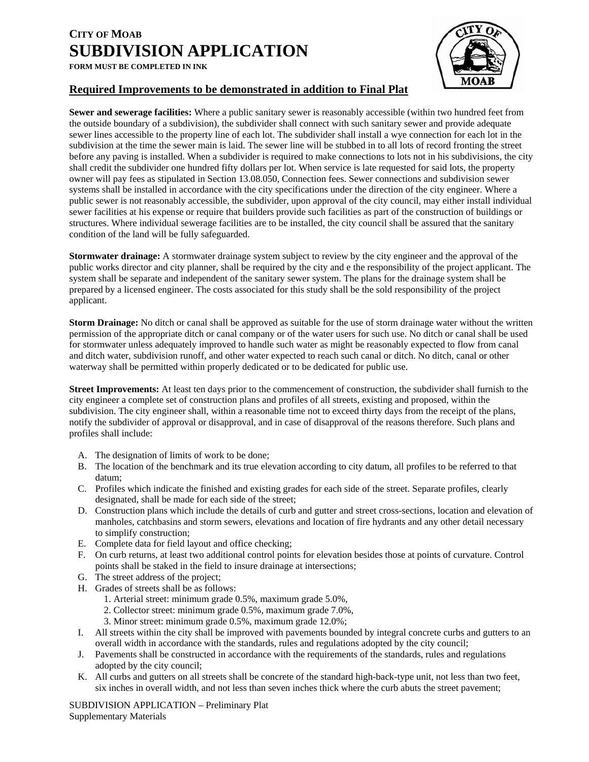**CITY OF MOAB**

# SUBDIVISION APPLICATION

**FORM MUST BE COMPLETED IN INK**

## Required Improvements to be demonstrated in addition to Final Plat

**Sewer and sewerage facilities:** Where a public sanitary sewer is reasonably accessible (within two hundred feet from the outside boundary of a subdivision), the subdivider shall connect with such sanitary sewer and provide adequate sewer lines accessible to the property line of each lot. The subdivider shall install a wye connection for each lot in the subdivision at the time the sewer main is laid. The sewer line will be stubbed in to all lots of record fronting the street before any paving is installed. When a subdivider is required to make connections to lots not in his subdivisions, the city shall credit the subdivider one hundred fifty dollars per lot. When service is late requested for said lots, the property owner will pay fees as stipulated in Section 13.08.050, Connection fees. Sewer connections and subdivision sewer systems shall be installed in accordance with the city specifications under the direction of the city engineer. Where a public sewer is not reasonably accessible, the subdivider, upon approval of the city council, may either install individual sewer facilities at his expense or require that builders provide such facilities as part of the construction of buildings or structures. Where individual sewerage facilities are to be installed, the city council shall be assured that the sanitary condition of the land will be fully safeguarded.

**Stormwater drainage:** A stormwater drainage system subject to review by the city engineer and the approval of the public works director and city planner, shall be required by the city and e the responsibility of the project applicant. The system shall be separate and independent of the sanitary sewer system. The plans for the drainage system shall be prepared by a licensed engineer. The costs associated for this study shall be the sold responsibility of the project applicant.

**Storm Drainage:** No ditch or canal shall be approved as suitable for the use of storm drainage water without the written permission of the appropriate ditch or canal company or of the water users for such use. No ditch or canal shall be used for stormwater unless adequately improved to handle such water as might be reasonably expected to flow from canal and ditch water, subdivision runoff, and other water expected to reach such canal or ditch. No ditch, canal or other waterway shall be permitted within properly dedicated or to be dedicated for public use.

**Street Improvements:** At least ten days prior to the commencement of construction, the subdivider shall furnish to the city engineer a complete set of construction plans and profiles of all streets, existing and proposed, within the subdivision. The city engineer shall, within a reasonable time not to exceed thirty days from the receipt of the plans, notify the subdivider of approval or disapproval, and in case of disapproval of the reasons therefore. Such plans and profiles shall include:

A. The designation of limits of work to be done;
B. The location of the benchmark and its true elevation according to city datum, all profiles to be referred to that datum;
C. Profiles which indicate the finished and existing grades for each side of the street. Separate profiles, clearly designated, shall be made for each side of the street;
D. Construction plans which include the details of curb and gutter and street cross-sections, location and elevation of manholes, catchbasins and storm sewers, elevations and location of fire hydrants and any other detail necessary to simplify construction;
E. Complete data for field layout and office checking;
F. On curb returns, at least two additional control points for elevation besides those at points of curvature. Control points shall be staked in the field to insure drainage at intersections;
G. The street address of the project;
H. Grades of streets shall be as follows:
   1. Arterial street: minimum grade 0.5%, maximum grade 5.0%,
   2. Collector street: minimum grade 0.5%, maximum grade 7.0%,
   3. Minor street: minimum grade 0.5%, maximum grade 12.0%;
I. All streets within the city shall be improved with pavements bounded by integral concrete curbs and gutters to an overall width in accordance with the standards, rules and regulations adopted by the city council;
J. Pavements shall be constructed in accordance with the requirements of the standards, rules and regulations adopted by the city council;
K. All curbs and gutters on all streets shall be concrete of the standard high-back-type unit, not less than two feet, six inches in overall width, and not less than seven inches thick where the curb abuts the street pavement;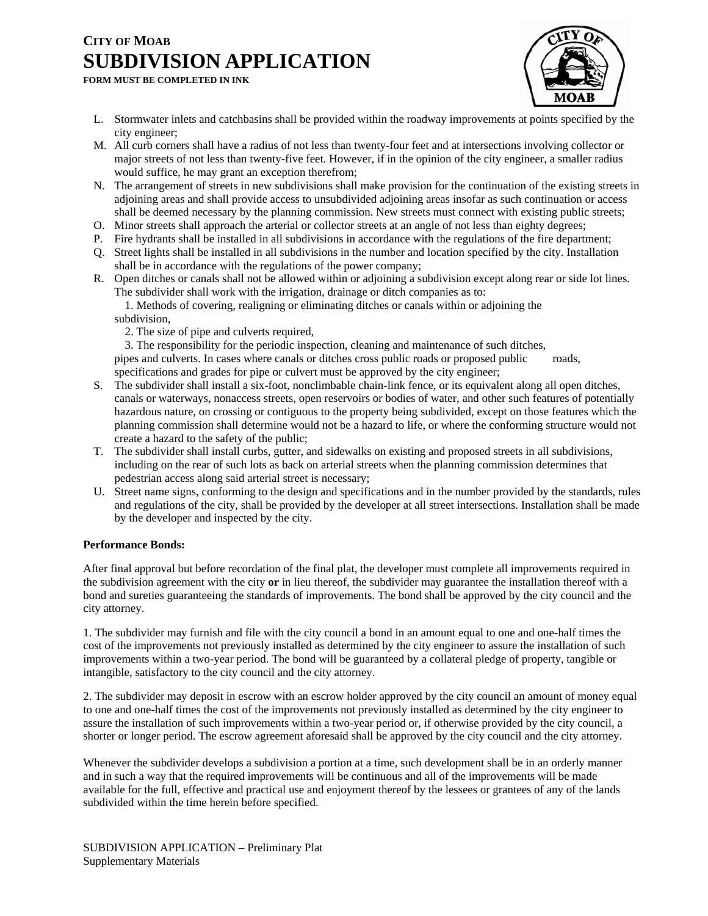L. Stormwater inlets and catchbasins shall be provided within the roadway improvements at points specified by the city engineer;

M. All curb corners shall have a radius of not less than twenty-four feet and at intersections involving collector or major streets of not less than twenty-five feet. However, if in the opinion of the city engineer, a smaller radius would suffice, he may grant an exception therefrom;

N. The arrangement of streets in new subdivisions shall make provision for the continuation of the existing streets in adjoining areas and shall provide access to unsubdivided adjoining areas insofar as such continuation or access shall be deemed necessary by the planning commission. New streets must connect with existing public streets;

O. Minor streets shall approach the arterial or collector streets at an angle of not less than eighty degrees;

P. Fire hydrants shall be installed in all subdivisions in accordance with the regulations of the fire department;

Q. Street lights shall be installed in all subdivisions in the number and location specified by the city. Installation shall be in accordance with the regulations of the power company;

R. Open ditches or canals shall not be allowed within or adjoining a subdivision except along rear or side lot lines. The subdivider shall work with the irrigation, drainage or ditch companies as to:
   1. Methods of covering, realigning or eliminating ditches or canals within or adjoining the subdivision,
   2. The size of pipe and culverts required,
   3. The responsibility for the periodic inspection, cleaning and maintenance of such ditches, pipes and culverts. In cases where canals or ditches cross public roads or proposed public roads, specifications and grades for pipe or culvert must be approved by the city engineer;

S. The subdivider shall install a six-foot, nonclimbable chain-link fence, or its equivalent along all open ditches, canals or waterways, nonaccess streets, open reservoirs or bodies of water, and other such features of potentially hazardous nature, on crossing or contiguous to the property being subdivided, except on those features which the planning commission shall determine would not be a hazard to life, or where the conforming structure would not create a hazard to the safety of the public;

T. The subdivider shall install curbs, gutter, and sidewalks on existing and proposed streets in all subdivisions, including on the rear of such lots as back on arterial streets when the planning commission determines that pedestrian access along said arterial street is necessary;

U. Street name signs, conforming to the design and specifications and in the number provided by the standards, rules and regulations of the city, shall be provided by the developer at all street intersections. Installation shall be made by the developer and inspected by the city.

**Performance Bonds:**

After final approval but before recordation of the final plat, the developer must complete all improvements required in the subdivision agreement with the city **or** in lieu thereof, the subdivider may guarantee the installation thereof with a bond and sureties guaranteeing the standards of improvements. The bond shall be approved by the city council and the city attorney.

1. The subdivider may furnish and file with the city council a bond in an amount equal to one and one-half times the cost of the improvements not previously installed as determined by the city engineer to assure the installation of such improvements within a two-year period. The bond will be guaranteed by a collateral pledge of property, tangible or intangible, satisfactory to the city council and the city attorney.

2. The subdivider may deposit in escrow with an escrow holder approved by the city council an amount of money equal to one and one-half times the cost of the improvements not previously installed as determined by the city engineer to assure the installation of such improvements within a two-year period or, if otherwise provided by the city council, a shorter or longer period. The escrow agreement aforesaid shall be approved by the city council and the city attorney.

Whenever the subdivider develops a subdivision a portion at a time, such development shall be in an orderly manner and in such a way that the required improvements will be continuous and all of the improvements will be made available for the full, effective and practical use and enjoyment thereof by the lessees or grantees of any of the lands subdivided within the time herein before specified.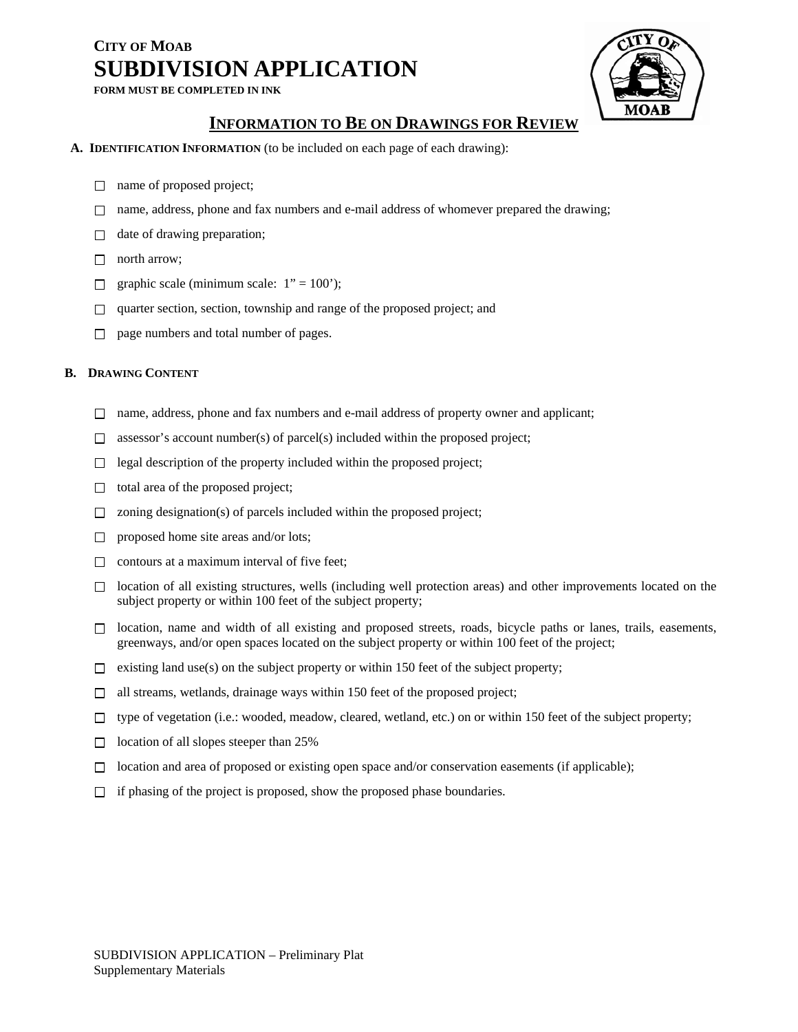**CITY OF MOAB**

# SUBDIVISION APPLICATION

**FORM MUST BE COMPLETED IN INK**

## INFORMATION TO BE ON DRAWINGS FOR REVIEW

**A. IDENTIFICATION INFORMATION** (to be included on each page of each drawing):

- ☐ name of proposed project;
- ☐ name, address, phone and fax numbers and e-mail address of whomever prepared the drawing;
- ☐ date of drawing preparation;
- ☐ north arrow;
- ☐ graphic scale (minimum scale: 1" = 100');
- ☐ quarter section, section, township and range of the proposed project; and
- ☐ page numbers and total number of pages.

**B. DRAWING CONTENT**

- ☐ name, address, phone and fax numbers and e-mail address of property owner and applicant;
- ☐ assessor's account number(s) of parcel(s) included within the proposed project;
- ☐ legal description of the property included within the proposed project;
- ☐ total area of the proposed project;
- ☐ zoning designation(s) of parcels included within the proposed project;
- ☐ proposed home site areas and/or lots;
- ☐ contours at a maximum interval of five feet;
- ☐ location of all existing structures, wells (including well protection areas) and other improvements located on the subject property or within 100 feet of the subject property;
- ☐ location, name and width of all existing and proposed streets, roads, bicycle paths or lanes, trails, easements, greenways, and/or open spaces located on the subject property or within 100 feet of the project;
- ☐ existing land use(s) on the subject property or within 150 feet of the subject property;
- ☐ all streams, wetlands, drainage ways within 150 feet of the proposed project;
- ☐ type of vegetation (i.e.: wooded, meadow, cleared, wetland, etc.) on or within 150 feet of the subject property;
- ☐ location of all slopes steeper than 25%
- ☐ location and area of proposed or existing open space and/or conservation easements (if applicable);
- ☐ if phasing of the project is proposed, show the proposed phase boundaries.

SUBDIVISION APPLICATION – Preliminary Plat
Supplementary Materials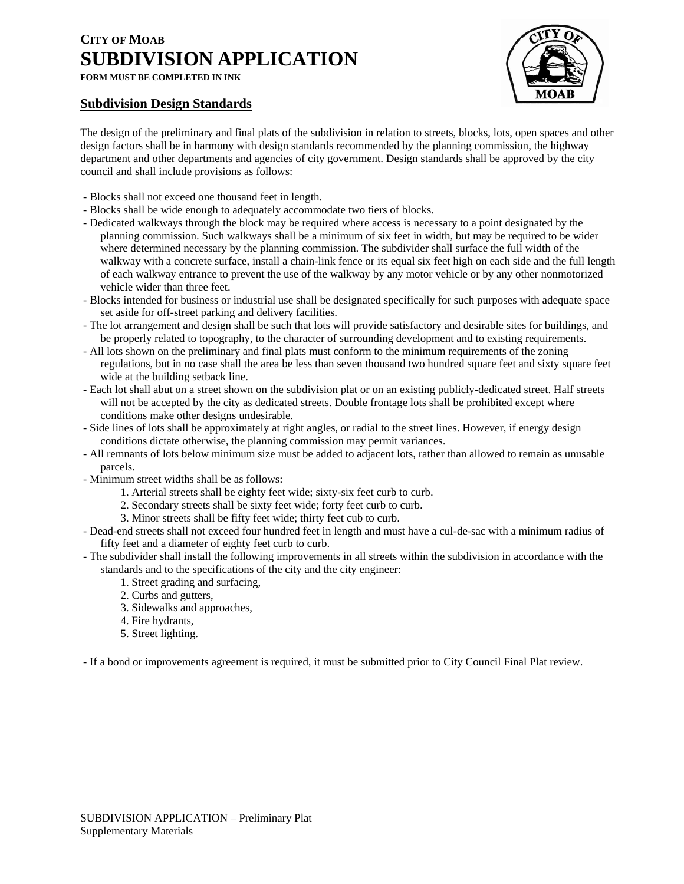# CITY OF MOAB
# SUBDIVISION APPLICATION

**FORM MUST BE COMPLETED IN INK**

## Subdivision Design Standards

The design of the preliminary and final plats of the subdivision in relation to streets, blocks, lots, open spaces and other design factors shall be in harmony with design standards recommended by the planning commission, the highway department and other departments and agencies of city government. Design standards shall be approved by the city council and shall include provisions as follows:

- Blocks shall not exceed one thousand feet in length.
- Blocks shall be wide enough to adequately accommodate two tiers of blocks.
- Dedicated walkways through the block may be required where access is necessary to a point designated by the planning commission. Such walkways shall be a minimum of six feet in width, but may be required to be wider where determined necessary by the planning commission. The subdivider shall surface the full width of the walkway with a concrete surface, install a chain-link fence or its equal six feet high on each side and the full length of each walkway entrance to prevent the use of the walkway by any motor vehicle or by any other nonmotorized vehicle wider than three feet.
- Blocks intended for business or industrial use shall be designated specifically for such purposes with adequate space set aside for off-street parking and delivery facilities.
- The lot arrangement and design shall be such that lots will provide satisfactory and desirable sites for buildings, and be properly related to topography, to the character of surrounding development and to existing requirements.
- All lots shown on the preliminary and final plats must conform to the minimum requirements of the zoning regulations, but in no case shall the area be less than seven thousand two hundred square feet and sixty square feet wide at the building setback line.
- Each lot shall abut on a street shown on the subdivision plat or on an existing publicly-dedicated street. Half streets will not be accepted by the city as dedicated streets. Double frontage lots shall be prohibited except where conditions make other designs undesirable.
- Side lines of lots shall be approximately at right angles, or radial to the street lines. However, if energy design conditions dictate otherwise, the planning commission may permit variances.
- All remnants of lots below minimum size must be added to adjacent lots, rather than allowed to remain as unusable parcels.
- Minimum street widths shall be as follows:
    1. Arterial streets shall be eighty feet wide; sixty-six feet curb to curb.
    2. Secondary streets shall be sixty feet wide; forty feet curb to curb.
    3. Minor streets shall be fifty feet wide; thirty feet cub to curb.
- Dead-end streets shall not exceed four hundred feet in length and must have a cul-de-sac with a minimum radius of fifty feet and a diameter of eighty feet curb to curb.
- The subdivider shall install the following improvements in all streets within the subdivision in accordance with the standards and to the specifications of the city and the city engineer:
    1. Street grading and surfacing,
    2. Curbs and gutters,
    3. Sidewalks and approaches,
    4. Fire hydrants,
    5. Street lighting.

- If a bond or improvements agreement is required, it must be submitted prior to City Council Final Plat review.